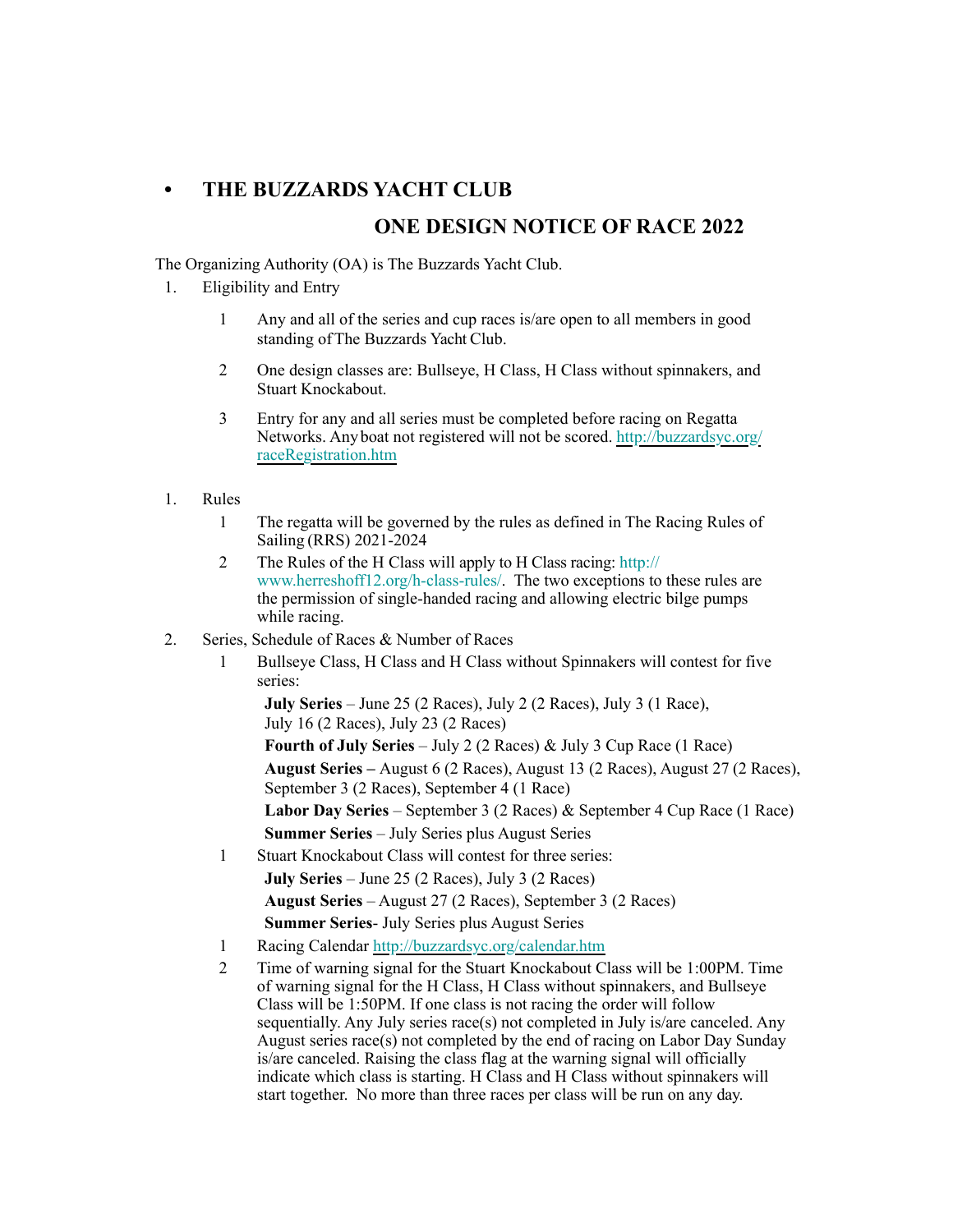- **THE BUZZARDS YACHT CLUB**

## ONE DESIGN NOTICE OF RACE 2022

The Organizing Authority (OA) is The Buzzards Yacht Club.

1. Eligibility and Entry

    1 Any and all of the series and cup races is/are open to all members in good standing of The Buzzards Yacht Club.

    2 One design classes are: Bullseye, H Class, H Class without spinnakers, and Stuart Knockabout.

    3 Entry for any and all series must be completed before racing on Regatta Networks. Any boat not registered will not be scored. [http://buzzardsyc.org/raceRegistration.htm](http://buzzardsyc.org/raceRegistration.htm)

1. Rules

    1 The regatta will be governed by the rules as defined in The Racing Rules of Sailing (RRS) 2021-2024

    2 The Rules of the H Class will apply to H Class racing: [http://www.herreshoff12.org/h-class-rules/](http://www.herreshoff12.org/h-class-rules/). The two exceptions to these rules are the permission of single-handed racing and allowing electric bilge pumps while racing.

2. Series, Schedule of Races & Number of Races

    1 Bullseye Class, H Class and H Class without Spinnakers will contest for five series:

    **July Series** – June 25 (2 Races), July 2 (2 Races), July 3 (1 Race), July 16 (2 Races), July 23 (2 Races)

    **Fourth of July Series** – July 2 (2 Races) & July 3 Cup Race (1 Race)

    **August Series –** August 6 (2 Races), August 13 (2 Races), August 27 (2 Races), September 3 (2 Races), September 4 (1 Race)

    **Labor Day Series** – September 3 (2 Races) & September 4 Cup Race (1 Race)

    **Summer Series** – July Series plus August Series

    1 Stuart Knockabout Class will contest for three series:

    **July Series** – June 25 (2 Races), July 3 (2 Races)

    **August Series** – August 27 (2 Races), September 3 (2 Races)

    **Summer Series**- July Series plus August Series

    1 Racing Calendar [http://buzzardsyc.org/calendar.htm](http://buzzardsyc.org/calendar.htm)

    2 Time of warning signal for the Stuart Knockabout Class will be 1:00PM. Time of warning signal for the H Class, H Class without spinnakers, and Bullseye Class will be 1:50PM. If one class is not racing the order will follow sequentially. Any July series race(s) not completed in July is/are canceled. Any August series race(s) not completed by the end of racing on Labor Day Sunday is/are canceled. Raising the class flag at the warning signal will officially indicate which class is starting. H Class and H Class without spinnakers will start together. No more than three races per class will be run on any day.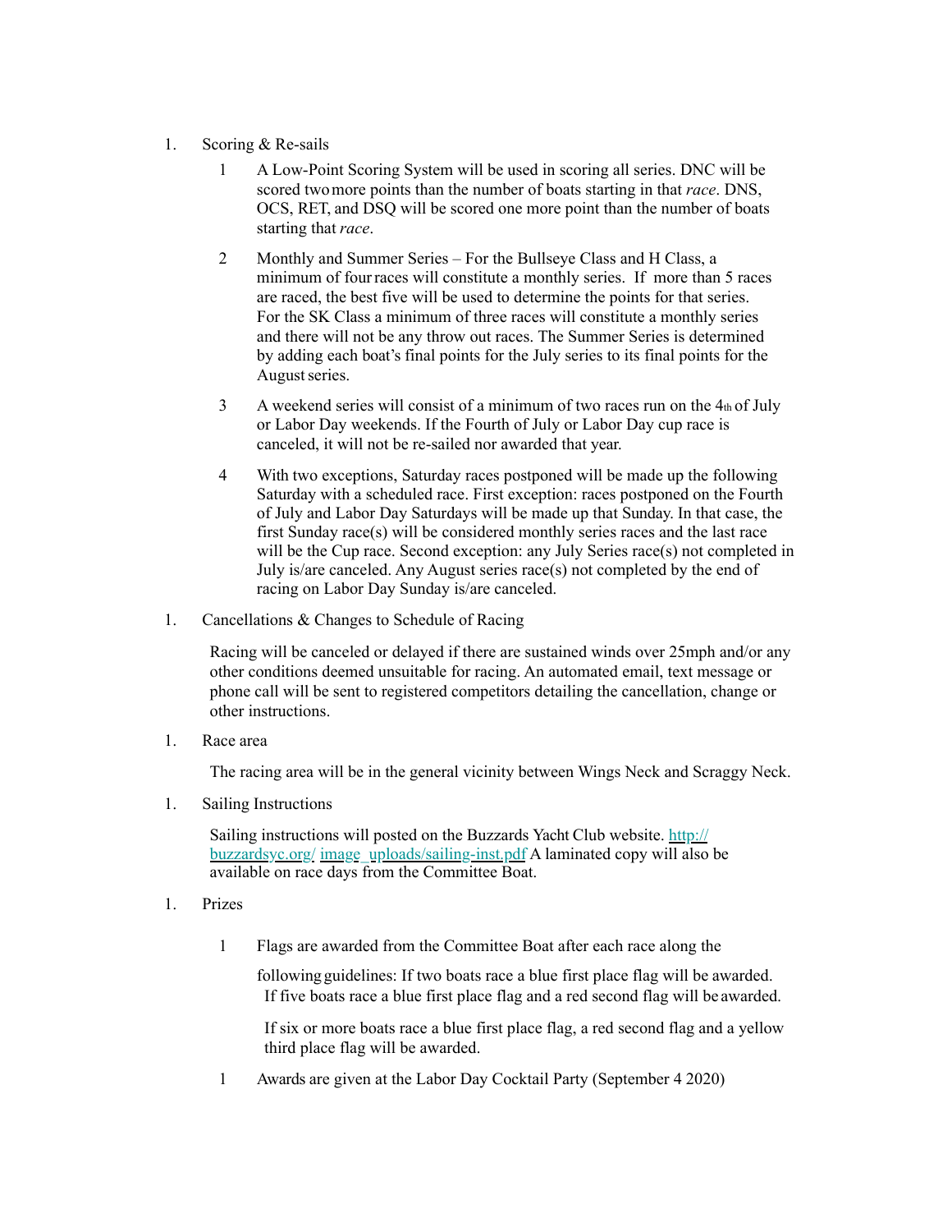1. Scoring & Re-sails

    1 A Low-Point Scoring System will be used in scoring all series. DNC will be scored two more points than the number of boats starting in that *race*. DNS, OCS, RET, and DSQ will be scored one more point than the number of boats starting that *race*.

    2 Monthly and Summer Series – For the Bullseye Class and H Class, a minimum of four races will constitute a monthly series. If more than 5 races are raced, the best five will be used to determine the points for that series. For the SK Class a minimum of three races will constitute a monthly series and there will not be any throw out races. The Summer Series is determined by adding each boat's final points for the July series to its final points for the August series.

    3 A weekend series will consist of a minimum of two races run on the 4th of July or Labor Day weekends. If the Fourth of July or Labor Day cup race is canceled, it will not be re-sailed nor awarded that year.

    4 With two exceptions, Saturday races postponed will be made up the following Saturday with a scheduled race. First exception: races postponed on the Fourth of July and Labor Day Saturdays will be made up that Sunday. In that case, the first Sunday race(s) will be considered monthly series races and the last race will be the Cup race. Second exception: any July Series race(s) not completed in July is/are canceled. Any August series race(s) not completed by the end of racing on Labor Day Sunday is/are canceled.

1. Cancellations & Changes to Schedule of Racing

    Racing will be canceled or delayed if there are sustained winds over 25mph and/or any other conditions deemed unsuitable for racing. An automated email, text message or phone call will be sent to registered competitors detailing the cancellation, change or other instructions.

1. Race area

    The racing area will be in the general vicinity between Wings Neck and Scraggy Neck.

1. Sailing Instructions

    Sailing instructions will posted on the Buzzards Yacht Club website. http://buzzardsyc.org/image_uploads/sailing-inst.pdf A laminated copy will also be available on race days from the Committee Boat.

1. Prizes

    1 Flags are awarded from the Committee Boat after each race along the following guidelines: If two boats race a blue first place flag will be awarded. If five boats race a blue first place flag and a red second flag will be awarded.

    If six or more boats race a blue first place flag, a red second flag and a yellow third place flag will be awarded.

    1 Awards are given at the Labor Day Cocktail Party (September 4 2020)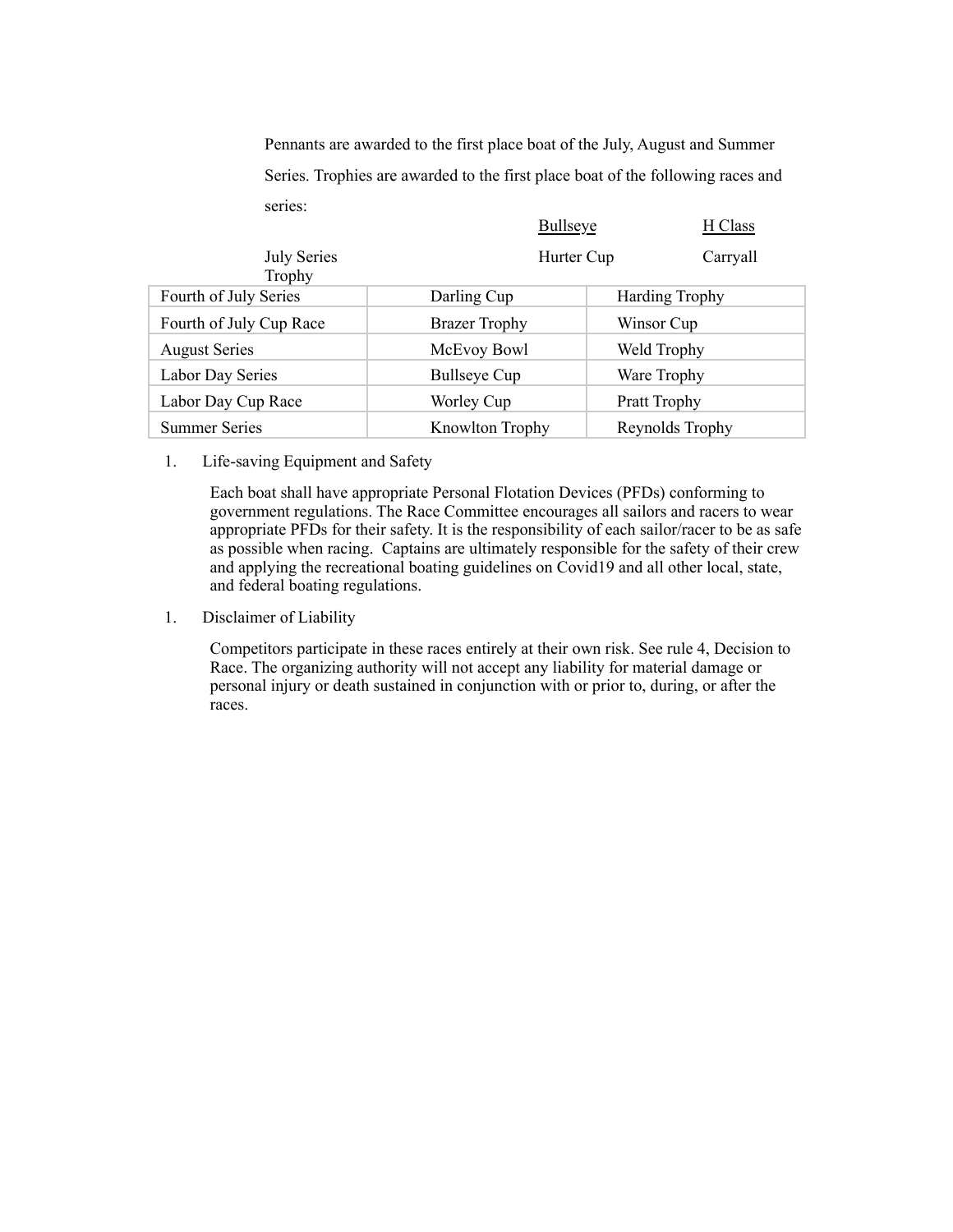Pennants are awarded to the first place boat of the July, August and Summer Series. Trophies are awarded to the first place boat of the following races and series:

| | Bullseye | H Class |
|---|---|---|
| July Series Trophy | Hurter Cup | Carryall |
| Fourth of July Series | Darling Cup | Harding Trophy |
| Fourth of July Cup Race | Brazer Trophy | Winsor Cup |
| August Series | McEvoy Bowl | Weld Trophy |
| Labor Day Series | Bullseye Cup | Ware Trophy |
| Labor Day Cup Race | Worley Cup | Pratt Trophy |
| Summer Series | Knowlton Trophy | Reynolds Trophy |

1. Life-saving Equipment and Safety

   Each boat shall have appropriate Personal Flotation Devices (PFDs) conforming to government regulations. The Race Committee encourages all sailors and racers to wear appropriate PFDs for their safety. It is the responsibility of each sailor/racer to be as safe as possible when racing. Captains are ultimately responsible for the safety of their crew and applying the recreational boating guidelines on Covid19 and all other local, state, and federal boating regulations.

1. Disclaimer of Liability

   Competitors participate in these races entirely at their own risk. See rule 4, Decision to Race. The organizing authority will not accept any liability for material damage or personal injury or death sustained in conjunction with or prior to, during, or after the races.